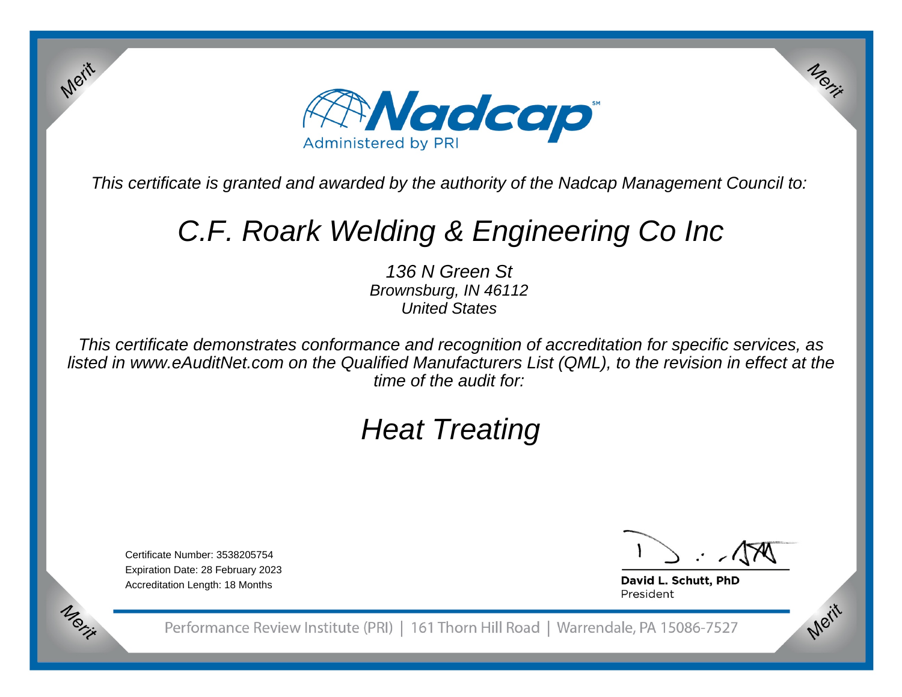Nadcap

Administered by PRI

*This certificate is granted and awarded by the authority of the Nadcap Management Council to:*

# C.F. Roark Welding & Engineering Co Inc

*136 N Green St*
*Brownsburg, IN 46112*
*United States*

*This certificate demonstrates conformance and recognition of accreditation for specific services, as listed in www.eAuditNet.com on the Qualified Manufacturers List (QML), to the revision in effect at the time of the audit for:*

# Heat Treating

Certificate Number: 3538205754
Expiration Date: 28 February 2023
Accreditation Length: 18 Months

**David L. Schutt, PhD**
President

Performance Review Institute (PRI) | 161 Thorn Hill Road | Warrendale, PA 15086-7527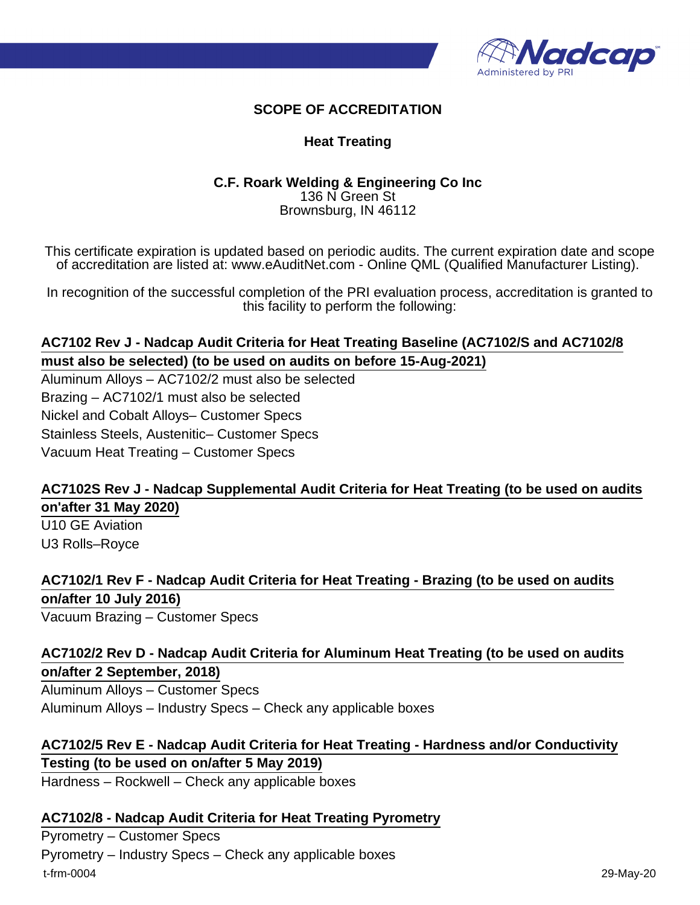# SCOPE OF ACCREDITATION

## Heat Treating

**C.F. Roark Welding & Engineering Co Inc**
136 N Green St
Brownsburg, IN 46112

This certificate expiration is updated based on periodic audits. The current expiration date and scope of accreditation are listed at: www.eAuditNet.com - Online QML (Qualified Manufacturer Listing).

In recognition of the successful completion of the PRI evaluation process, accreditation is granted to this facility to perform the following:

**AC7102 Rev J - Nadcap Audit Criteria for Heat Treating Baseline (AC7102/S and AC7102/8 must also be selected) (to be used on audits on before 15-Aug-2021)**

Aluminum Alloys – AC7102/2 must also be selected
Brazing – AC7102/1 must also be selected
Nickel and Cobalt Alloys– Customer Specs
Stainless Steels, Austenitic– Customer Specs
Vacuum Heat Treating – Customer Specs

**AC7102S Rev J - Nadcap Supplemental Audit Criteria for Heat Treating (to be used on audits on'after 31 May 2020)**

U10 GE Aviation
U3 Rolls–Royce

**AC7102/1 Rev F - Nadcap Audit Criteria for Heat Treating - Brazing (to be used on audits on/after 10 July 2016)**

Vacuum Brazing – Customer Specs

**AC7102/2 Rev D - Nadcap Audit Criteria for Aluminum Heat Treating (to be used on audits on/after 2 September, 2018)**

Aluminum Alloys – Customer Specs
Aluminum Alloys – Industry Specs – Check any applicable boxes

**AC7102/5 Rev E - Nadcap Audit Criteria for Heat Treating - Hardness and/or Conductivity Testing (to be used on on/after 5 May 2019)**

Hardness – Rockwell – Check any applicable boxes

**AC7102/8 - Nadcap Audit Criteria for Heat Treating Pyrometry**

Pyrometry – Customer Specs
Pyrometry – Industry Specs – Check any applicable boxes

t-frm-0004 29-May-20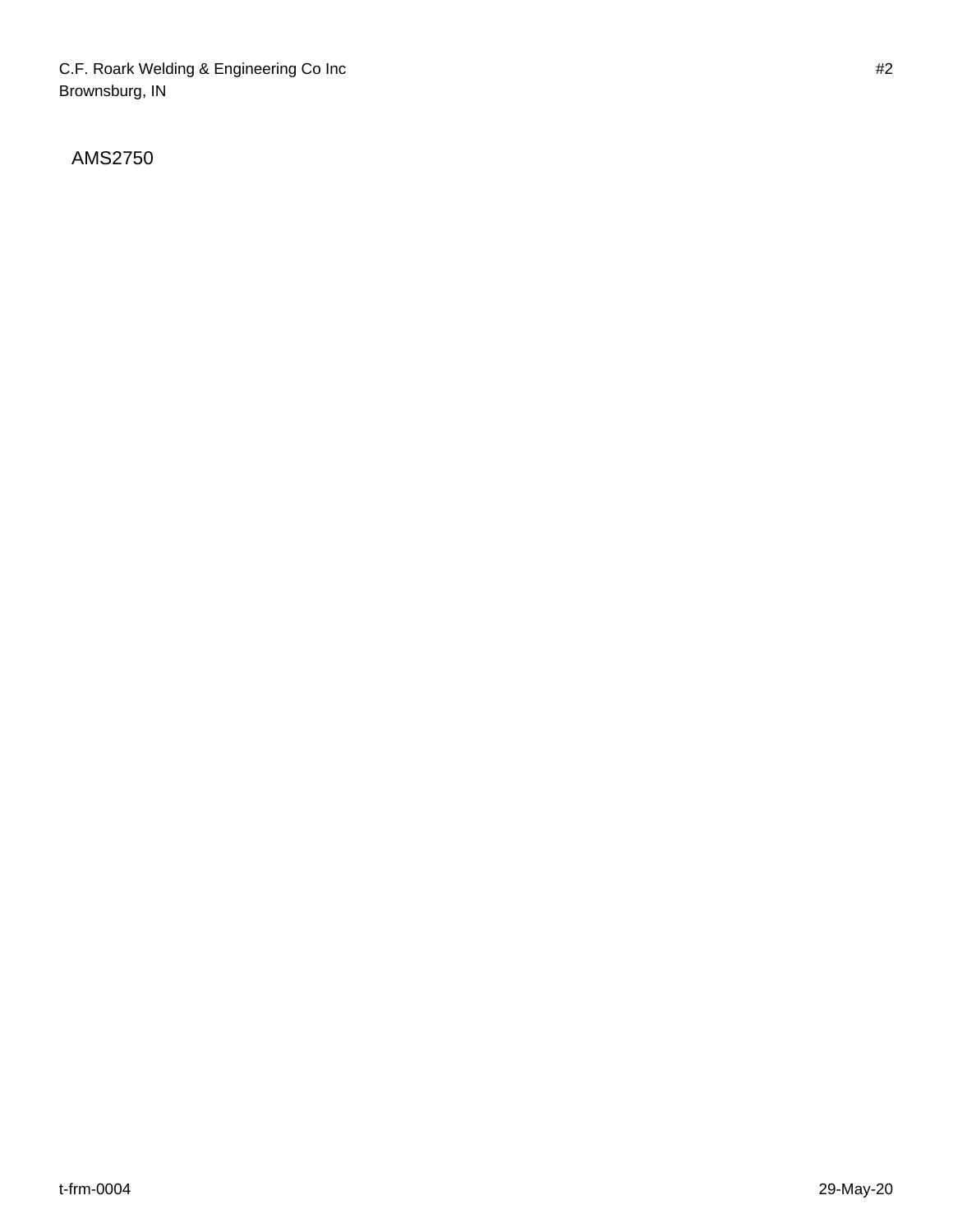AMS2750